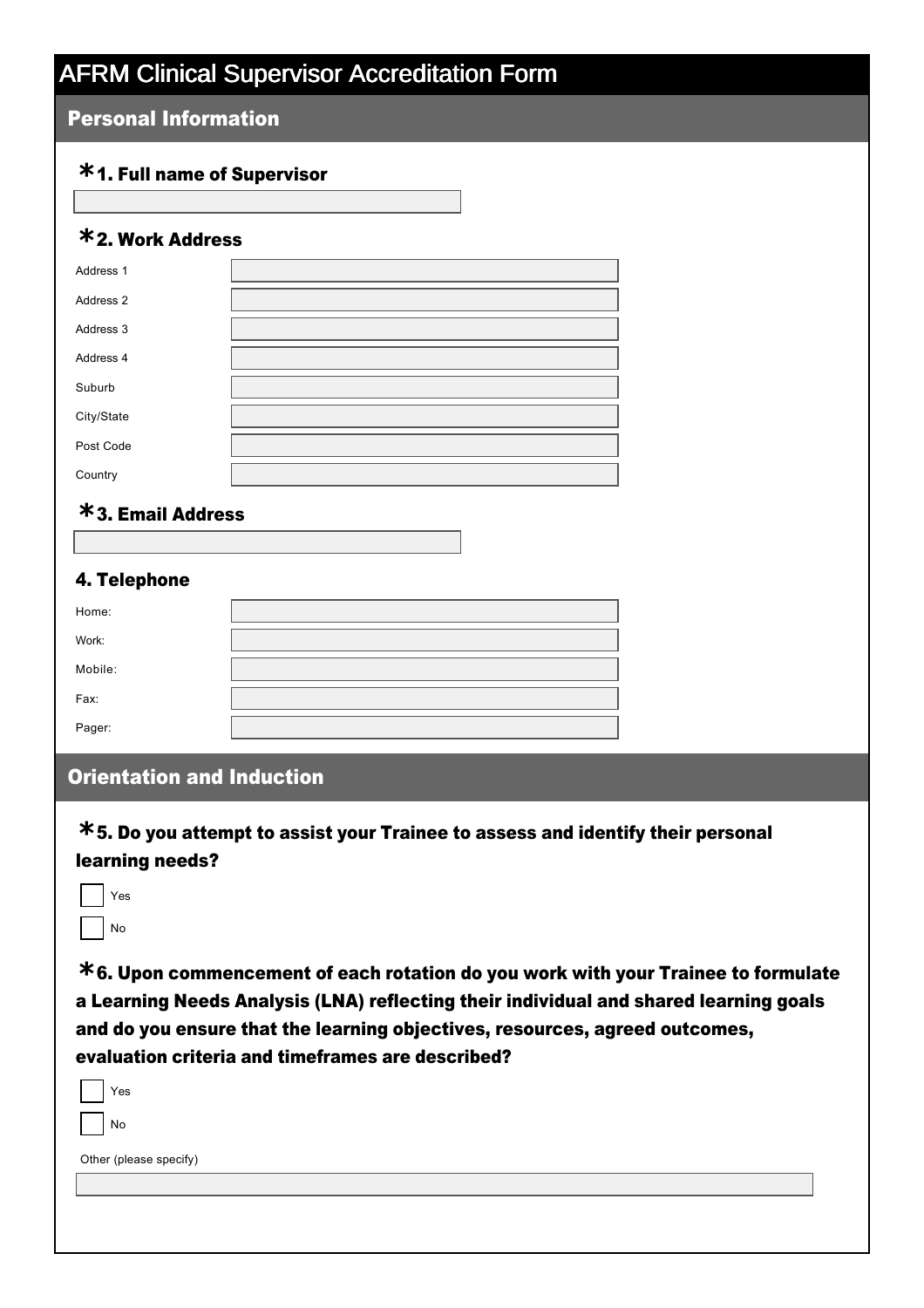# AFRM Clinical Supervisor Accreditation Form

## Personal Information

### *1. Full name of Supervisor

### *2. Work Address

Address 1

Address 2

Address 3

Address 4

Suburb

City/State

Post Code

Country

### *3. Email Address

### 4. Telephone

Home:

Work:

Mobile:

Fax:

Pager:

## Orientation and Induction

### *5. Do you attempt to assist your Trainee to assess and identify their personal learning needs?

- [ ] Yes
- [ ] No

### *6. Upon commencement of each rotation do you work with your Trainee to formulate a Learning Needs Analysis (LNA) reflecting their individual and shared learning goals and do you ensure that the learning objectives, resources, agreed outcomes, evaluation criteria and timeframes are described?

- [ ] Yes
- [ ] No

Other (please specify)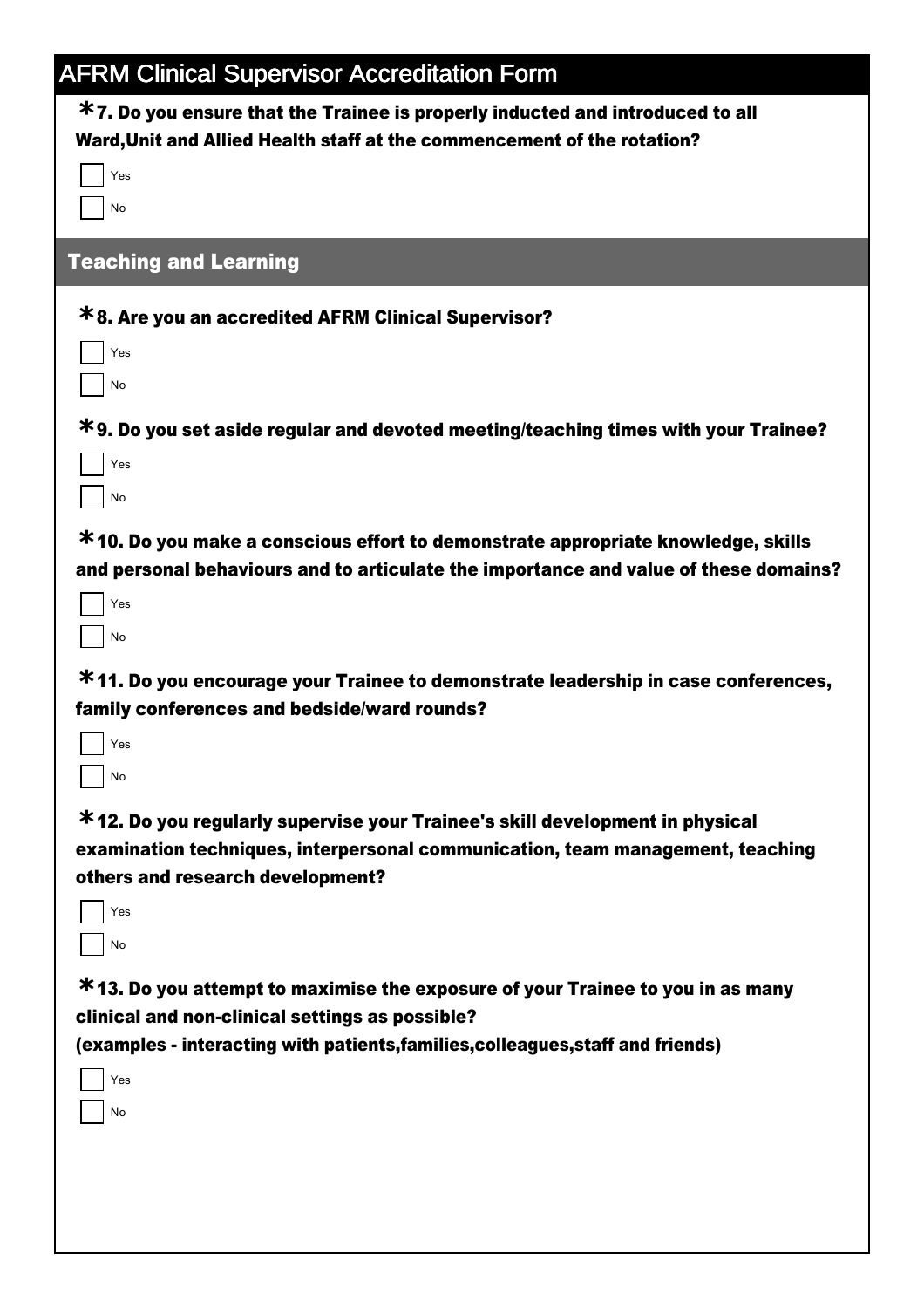# AFRM Clinical Supervisor Accreditation Form

**\*7. Do you ensure that the Trainee is properly inducted and introduced to all Ward,Unit and Allied Health staff at the commencement of the rotation?**

- [ ] Yes
- [ ] No

## Teaching and Learning

**\*8. Are you an accredited AFRM Clinical Supervisor?**

- [ ] Yes
- [ ] No

**\*9. Do you set aside regular and devoted meeting/teaching times with your Trainee?**

- [ ] Yes
- [ ] No

**\*10. Do you make a conscious effort to demonstrate appropriate knowledge, skills and personal behaviours and to articulate the importance and value of these domains?**

- [ ] Yes
- [ ] No

**\*11. Do you encourage your Trainee to demonstrate leadership in case conferences, family conferences and bedside/ward rounds?**

- [ ] Yes
- [ ] No

**\*12. Do you regularly supervise your Trainee's skill development in physical examination techniques, interpersonal communication, team management, teaching others and research development?**

- [ ] Yes
- [ ] No

**\*13. Do you attempt to maximise the exposure of your Trainee to you in as many clinical and non-clinical settings as possible?**
**(examples - interacting with patients,families,colleagues,staff and friends)**

- [ ] Yes
- [ ] No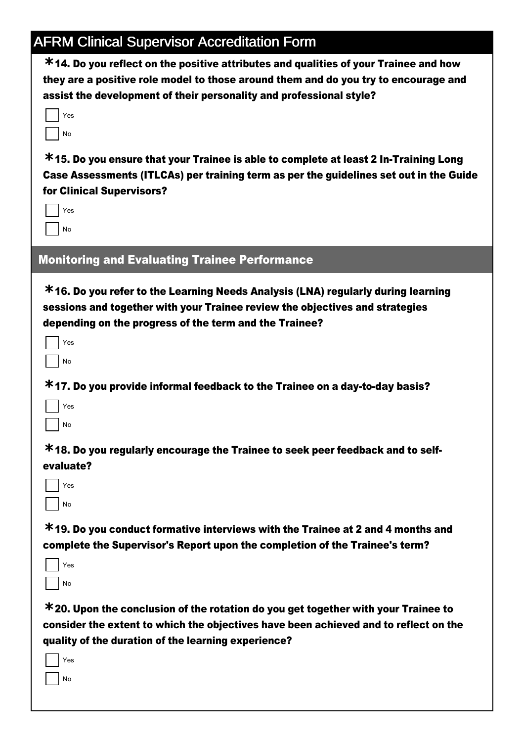# AFRM Clinical Supervisor Accreditation Form

**\*14. Do you reflect on the positive attributes and qualities of your Trainee and how they are a positive role model to those around them and do you try to encourage and assist the development of their personality and professional style?**

- [ ] Yes
- [ ] No

**\*15. Do you ensure that your Trainee is able to complete at least 2 In-Training Long Case Assessments (ITLCAs) per training term as per the guidelines set out in the Guide for Clinical Supervisors?**

- [ ] Yes
- [ ] No

## Monitoring and Evaluating Trainee Performance

**\*16. Do you refer to the Learning Needs Analysis (LNA) regularly during learning sessions and together with your Trainee review the objectives and strategies depending on the progress of the term and the Trainee?**

- [ ] Yes
- [ ] No

**\*17. Do you provide informal feedback to the Trainee on a day-to-day basis?**

- [ ] Yes
- [ ] No

**\*18. Do you regularly encourage the Trainee to seek peer feedback and to self-evaluate?**

- [ ] Yes
- [ ] No

**\*19. Do you conduct formative interviews with the Trainee at 2 and 4 months and complete the Supervisor's Report upon the completion of the Trainee's term?**

- [ ] Yes
- [ ] No

**\*20. Upon the conclusion of the rotation do you get together with your Trainee to consider the extent to which the objectives have been achieved and to reflect on the quality of the duration of the learning experience?**

- [ ] Yes
- [ ] No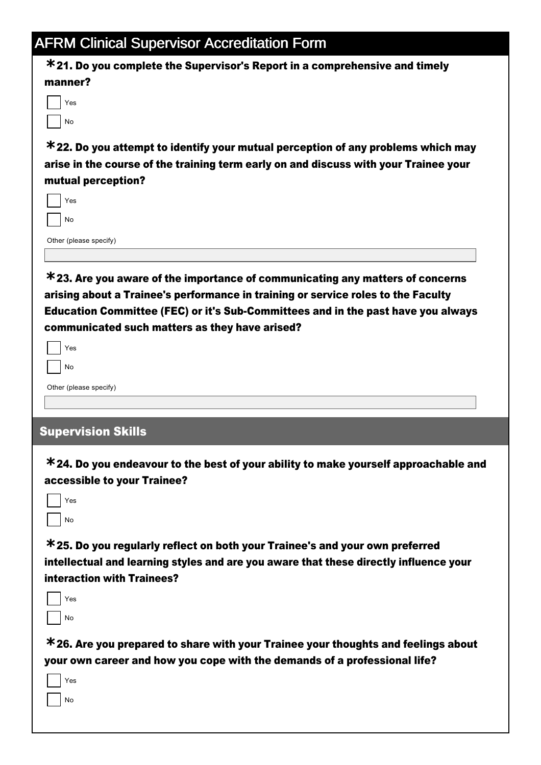# AFRM Clinical Supervisor Accreditation Form

**\*21. Do you complete the Supervisor's Report in a comprehensive and timely manner?**

- [ ] Yes
- [ ] No

**\*22. Do you attempt to identify your mutual perception of any problems which may arise in the course of the training term early on and discuss with your Trainee your mutual perception?**

- [ ] Yes
- [ ] No

Other (please specify)

\_\_\_\_\_\_\_\_\_\_\_\_\_\_\_\_\_\_\_\_

**\*23. Are you aware of the importance of communicating any matters of concerns arising about a Trainee's performance in training or service roles to the Faculty Education Committee (FEC) or it's Sub-Committees and in the past have you always communicated such matters as they have arised?**

- [ ] Yes
- [ ] No

Other (please specify)

\_\_\_\_\_\_\_\_\_\_\_\_\_\_\_\_\_\_\_\_

## Supervision Skills

**\*24. Do you endeavour to the best of your ability to make yourself approachable and accessible to your Trainee?**

- [ ] Yes
- [ ] No

**\*25. Do you regularly reflect on both your Trainee's and your own preferred intellectual and learning styles and are you aware that these directly influence your interaction with Trainees?**

- [ ] Yes
- [ ] No

**\*26. Are you prepared to share with your Trainee your thoughts and feelings about your own career and how you cope with the demands of a professional life?**

- [ ] Yes
- [ ] No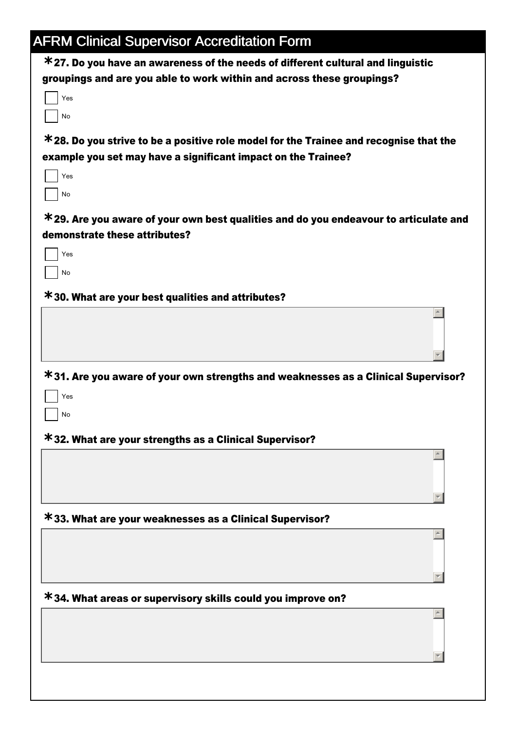# AFRM Clinical Supervisor Accreditation Form

**\*27. Do you have an awareness of the needs of different cultural and linguistic groupings and are you able to work within and across these groupings?**

- [ ] Yes
- [ ] No

**\*28. Do you strive to be a positive role model for the Trainee and recognise that the example you set may have a significant impact on the Trainee?**

- [ ] Yes
- [ ] No

**\*29. Are you aware of your own best qualities and do you endeavour to articulate and demonstrate these attributes?**

- [ ] Yes
- [ ] No

**\*30. What are your best qualities and attributes?**

**\*31. Are you aware of your own strengths and weaknesses as a Clinical Supervisor?**

- [ ] Yes
- [ ] No

**\*32. What are your strengths as a Clinical Supervisor?**

**\*33. What are your weaknesses as a Clinical Supervisor?**

**\*34. What areas or supervisory skills could you improve on?**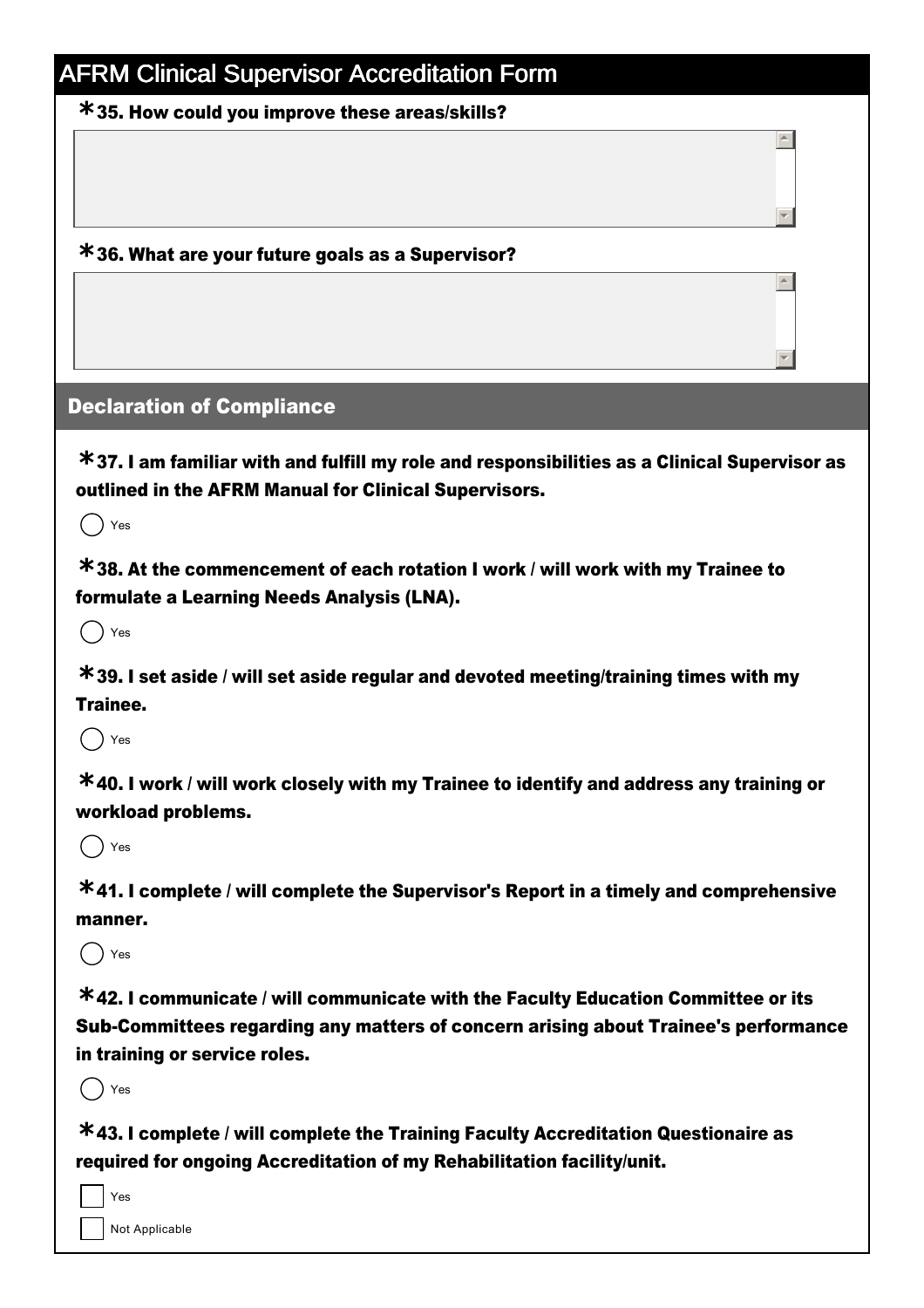# AFRM Clinical Supervisor Accreditation Form

**\*35. How could you improve these areas/skills?**

**\*36. What are your future goals as a Supervisor?**

## Declaration of Compliance

**\*37. I am familiar with and fulfill my role and responsibilities as a Clinical Supervisor as outlined in the AFRM Manual for Clinical Supervisors.**

- ( ) Yes

**\*38. At the commencement of each rotation I work / will work with my Trainee to formulate a Learning Needs Analysis (LNA).**

- ( ) Yes

**\*39. I set aside / will set aside regular and devoted meeting/training times with my Trainee.**

- ( ) Yes

**\*40. I work / will work closely with my Trainee to identify and address any training or workload problems.**

- ( ) Yes

**\*41. I complete / will complete the Supervisor's Report in a timely and comprehensive manner.**

- ( ) Yes

**\*42. I communicate / will communicate with the Faculty Education Committee or its Sub-Committees regarding any matters of concern arising about Trainee's performance in training or service roles.**

- ( ) Yes

**\*43. I complete / will complete the Training Faculty Accreditation Questionaire as required for ongoing Accreditation of my Rehabilitation facility/unit.**

- [ ] Yes
- [ ] Not Applicable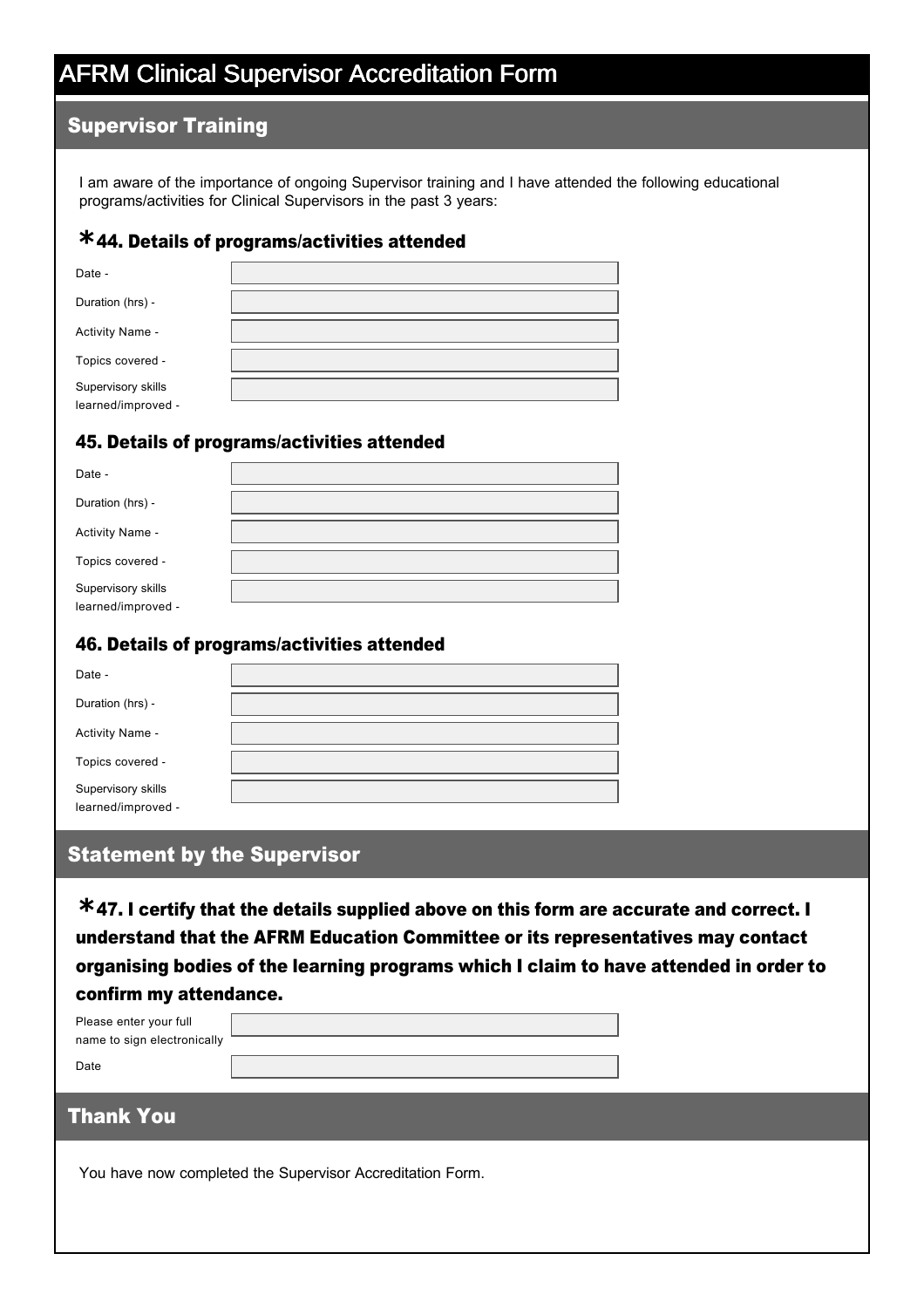# AFRM Clinical Supervisor Accreditation Form

## Supervisor Training

I am aware of the importance of ongoing Supervisor training and I have attended the following educational programs/activities for Clinical Supervisors in the past 3 years:

### *44. Details of programs/activities attended

Date -

Duration (hrs) -

Activity Name -

Topics covered -

Supervisory skills learned/improved -

### 45. Details of programs/activities attended

Date -

Duration (hrs) -

Activity Name -

Topics covered -

Supervisory skills learned/improved -

### 46. Details of programs/activities attended

Date -

Duration (hrs) -

Activity Name -

Topics covered -

Supervisory skills learned/improved -

## Statement by the Supervisor

### *47. I certify that the details supplied above on this form are accurate and correct. I understand that the AFRM Education Committee or its representatives may contact organising bodies of the learning programs which I claim to have attended in order to confirm my attendance.

Please enter your full name to sign electronically

Date

## Thank You

You have now completed the Supervisor Accreditation Form.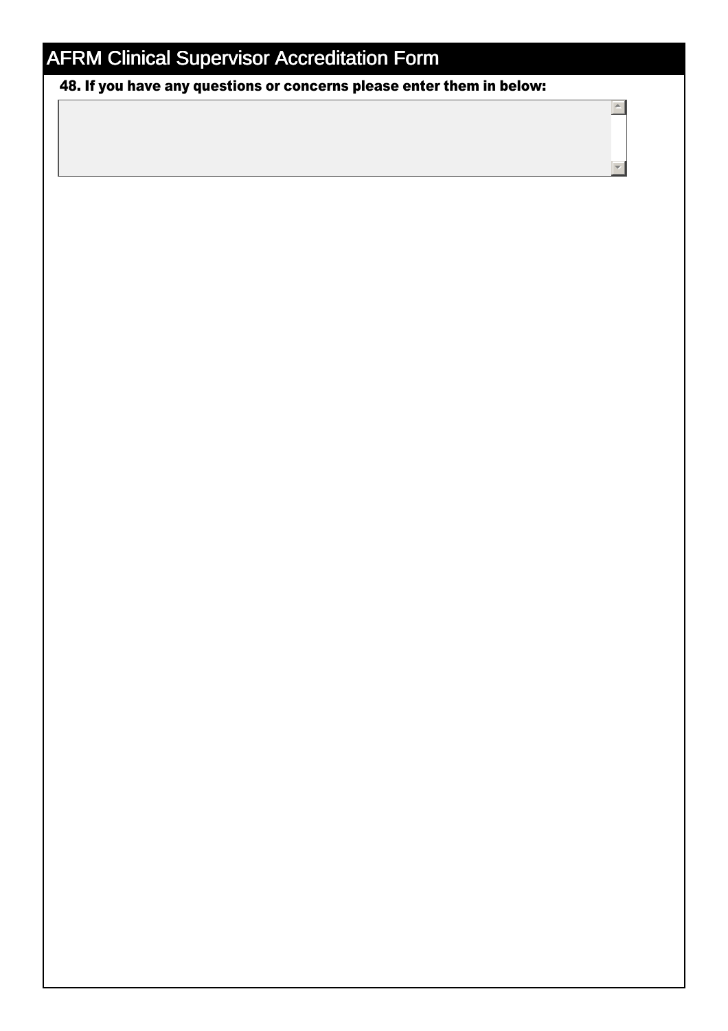# AFRM Clinical Supervisor Accreditation Form

**48. If you have any questions or concerns please enter them in below:**